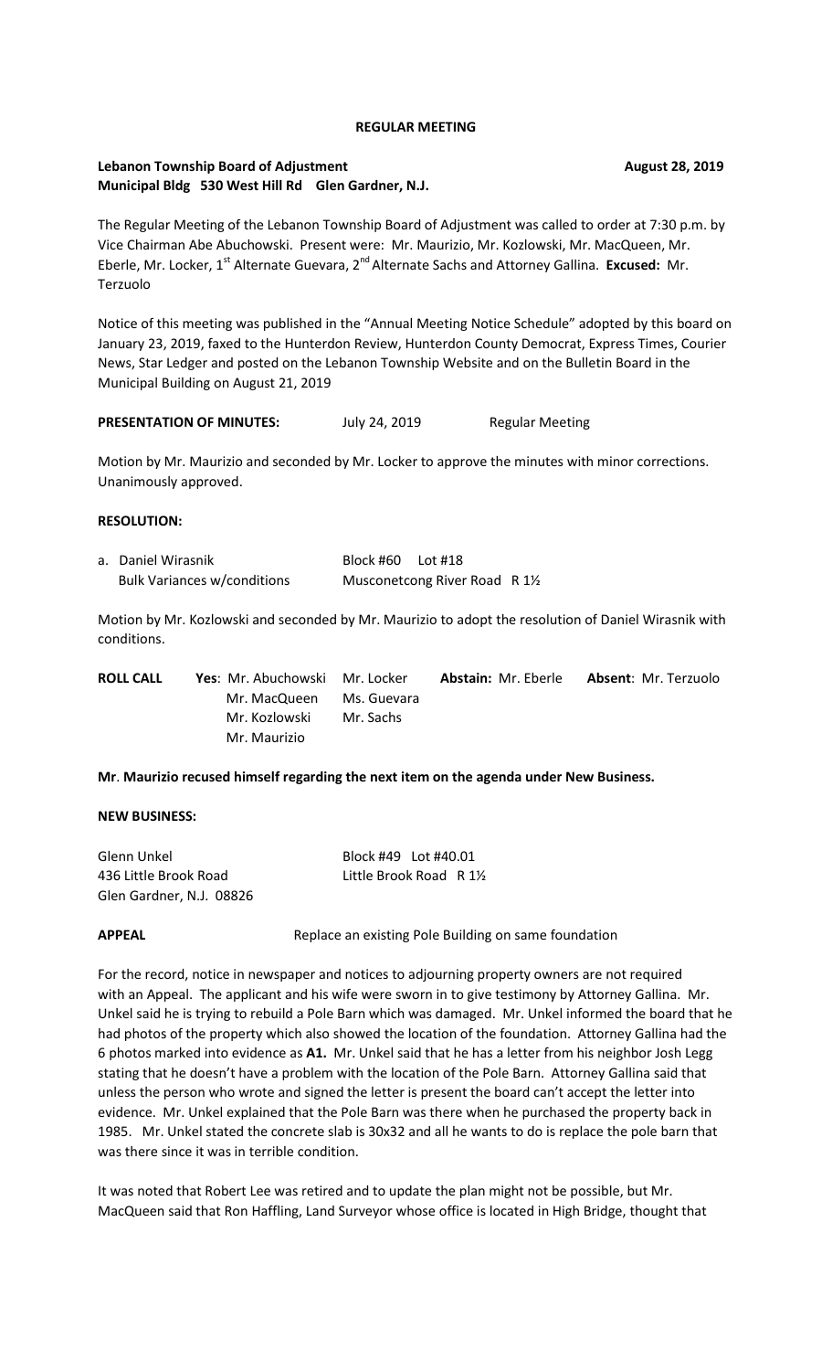# REGULAR MEETING

**Lebanon Township Board of Adjustment** **August 28, 2019**
**Municipal Bldg 530 West Hill Rd Glen Gardner, N.J.**

The Regular Meeting of the Lebanon Township Board of Adjustment was called to order at 7:30 p.m. by Vice Chairman Abe Abuchowski. Present were: Mr. Maurizio, Mr. Kozlowski, Mr. MacQueen, Mr. Eberle, Mr. Locker, 1st Alternate Guevara, 2nd Alternate Sachs and Attorney Gallina. **Excused:** Mr. Terzuolo

Notice of this meeting was published in the "Annual Meeting Notice Schedule" adopted by this board on January 23, 2019, faxed to the Hunterdon Review, Hunterdon County Democrat, Express Times, Courier News, Star Ledger and posted on the Lebanon Township Website and on the Bulletin Board in the Municipal Building on August 21, 2019

**PRESENTATION OF MINUTES:** July 24, 2019 Regular Meeting

Motion by Mr. Maurizio and seconded by Mr. Locker to approve the minutes with minor corrections. Unanimously approved.

**RESOLUTION:**

a. Daniel Wirasnik — Block #60 Lot #18
Bulk Variances w/conditions — Musconetcong River Road R 1½

Motion by Mr. Kozlowski and seconded by Mr. Maurizio to adopt the resolution of Daniel Wirasnik with conditions.

| **ROLL CALL** | **Yes**: Mr. Abuchowski | Mr. Locker | **Abstain:** Mr. Eberle | **Absent**: Mr. Terzuolo |
|---|---|---|---|---|
| | Mr. MacQueen | Ms. Guevara | | |
| | Mr. Kozlowski | Mr. Sachs | | |
| | Mr. Maurizio | | | |

**Mr. Maurizio recused himself regarding the next item on the agenda under New Business.**

**NEW BUSINESS:**

Glenn Unkel — Block #49 Lot #40.01
436 Little Brook Road — Little Brook Road R 1½
Glen Gardner, N.J. 08826

**APPEAL** — Replace an existing Pole Building on same foundation

For the record, notice in newspaper and notices to adjourning property owners are not required with an Appeal. The applicant and his wife were sworn in to give testimony by Attorney Gallina. Mr. Unkel said he is trying to rebuild a Pole Barn which was damaged. Mr. Unkel informed the board that he had photos of the property which also showed the location of the foundation. Attorney Gallina had the 6 photos marked into evidence as **A1.** Mr. Unkel said that he has a letter from his neighbor Josh Legg stating that he doesn't have a problem with the location of the Pole Barn. Attorney Gallina said that unless the person who wrote and signed the letter is present the board can't accept the letter into evidence. Mr. Unkel explained that the Pole Barn was there when he purchased the property back in 1985. Mr. Unkel stated the concrete slab is 30x32 and all he wants to do is replace the pole barn that was there since it was in terrible condition.

It was noted that Robert Lee was retired and to update the plan might not be possible, but Mr. MacQueen said that Ron Haffling, Land Surveyor whose office is located in High Bridge, thought that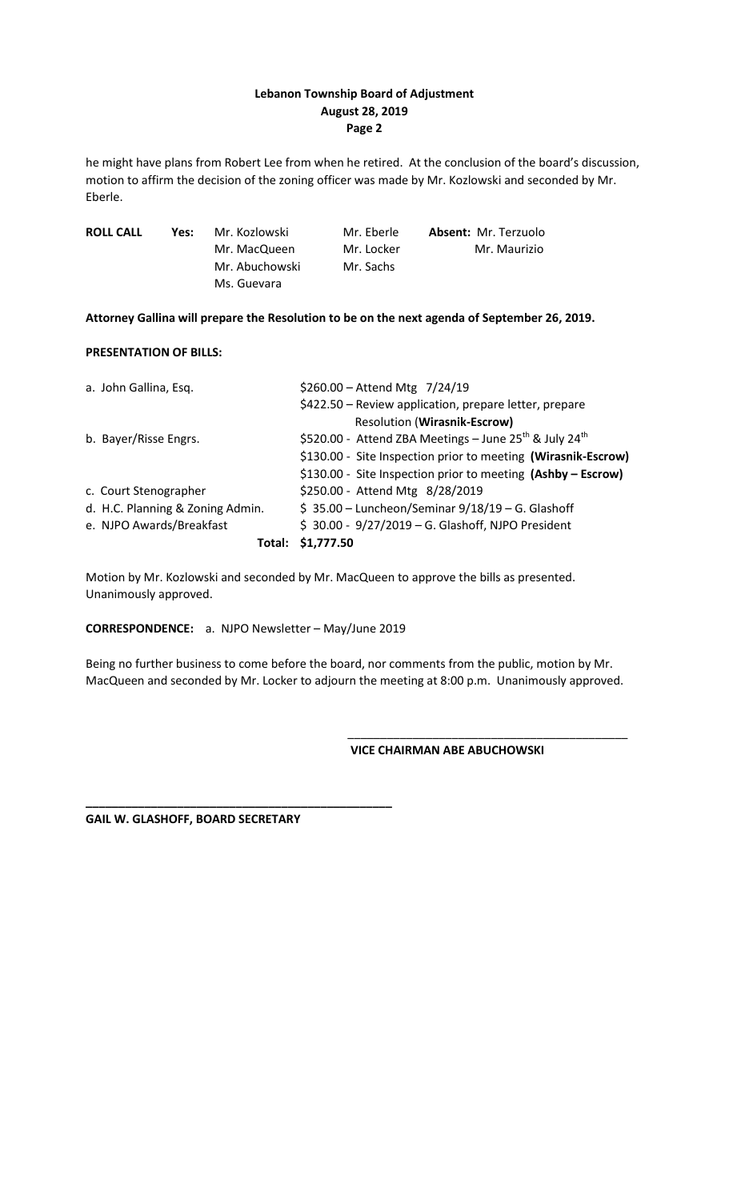he might have plans from Robert Lee from when he retired. At the conclusion of the board's discussion, motion to affirm the decision of the zoning officer was made by Mr. Kozlowski and seconded by Mr. Eberle.

| | | | | |
|---|---|---|---|---|
| **ROLL CALL** | **Yes:** Mr. Kozlowski | Mr. Eberle | **Absent:** Mr. Terzuolo | |
| | Mr. MacQueen | Mr. Locker | Mr. Maurizio | |
| | Mr. Abuchowski | Mr. Sachs | | |
| | Ms. Guevara | | | |

**Attorney Gallina will prepare the Resolution to be on the next agenda of September 26, 2019.**

**PRESENTATION OF BILLS:**

| | |
|---|---|
| a. John Gallina, Esq. | \$260.00 – Attend Mtg 7/24/19 |
| | \$422.50 – Review application, prepare letter, prepare Resolution (**Wirasnik-Escrow**) |
| b. Bayer/Risse Engrs. | \$520.00 - Attend ZBA Meetings – June 25th & July 24th |
| | \$130.00 - Site Inspection prior to meeting **(Wirasnik-Escrow)** |
| | \$130.00 - Site Inspection prior to meeting **(Ashby – Escrow)** |
| c. Court Stenographer | \$250.00 - Attend Mtg 8/28/2019 |
| d. H.C. Planning & Zoning Admin. | \$ 35.00 – Luncheon/Seminar 9/18/19 – G. Glashoff |
| e. NJPO Awards/Breakfast | \$ 30.00 - 9/27/2019 – G. Glashoff, NJPO President |
| **Total:** | **\$1,777.50** |

Motion by Mr. Kozlowski and seconded by Mr. MacQueen to approve the bills as presented. Unanimously approved.

**CORRESPONDENCE:** a. NJPO Newsletter – May/June 2019

Being no further business to come before the board, nor comments from the public, motion by Mr. MacQueen and seconded by Mr. Locker to adjourn the meeting at 8:00 p.m. Unanimously approved.

\_\_\_\_\_\_\_\_\_\_\_\_\_\_\_\_\_\_\_\_\_\_\_\_\_\_\_\_\_\_\_\_\_\_\_\_\_\_\_\_\_\_

**VICE CHAIRMAN ABE ABUCHOWSKI**

\_\_\_\_\_\_\_\_\_\_\_\_\_\_\_\_\_\_\_\_\_\_\_\_\_\_\_\_\_\_\_\_\_\_\_\_\_\_\_\_\_\_

**GAIL W. GLASHOFF, BOARD SECRETARY**